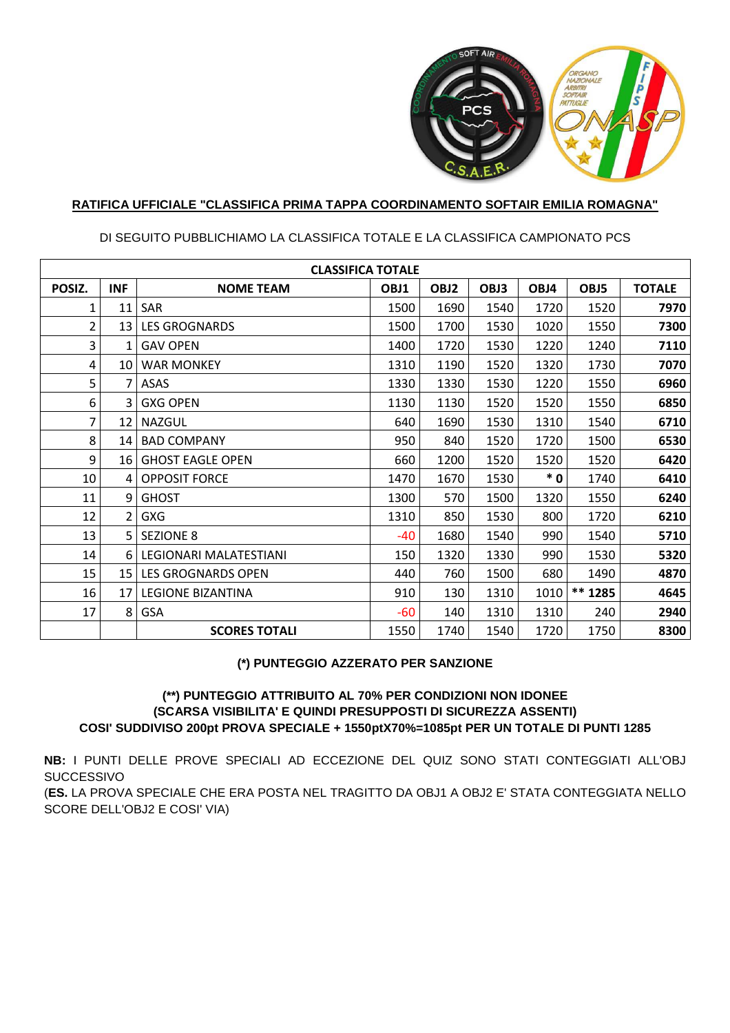**RATIFICA UFFICIALE "CLASSIFICA PRIMA TAPPA COORDINAMENTO SOFTAIR EMILIA ROMAGNA"**

DI SEGUITO PUBBLICHIAMO LA CLASSIFICA TOTALE E LA CLASSIFICA CAMPIONATO PCS

| CLASSIFICA TOTALE | | | | | | | | |
|---|---|---|---|---|---|---|---|---|
| **POSIZ.** | **INF** | **NOME TEAM** | **OBJ1** | **OBJ2** | **OBJ3** | **OBJ4** | **OBJ5** | **TOTALE** |
| 1 | 11 | SAR | 1500 | 1690 | 1540 | 1720 | 1520 | **7970** |
| 2 | 13 | LES GROGNARDS | 1500 | 1700 | 1530 | 1020 | 1550 | **7300** |
| 3 | 1 | GAV OPEN | 1400 | 1720 | 1530 | 1220 | 1240 | **7110** |
| 4 | 10 | WAR MONKEY | 1310 | 1190 | 1520 | 1320 | 1730 | **7070** |
| 5 | 7 | ASAS | 1330 | 1330 | 1530 | 1220 | 1550 | **6960** |
| 6 | 3 | GXG OPEN | 1130 | 1130 | 1520 | 1520 | 1550 | **6850** |
| 7 | 12 | NAZGUL | 640 | 1690 | 1530 | 1310 | 1540 | **6710** |
| 8 | 14 | BAD COMPANY | 950 | 840 | 1520 | 1720 | 1500 | **6530** |
| 9 | 16 | GHOST EAGLE OPEN | 660 | 1200 | 1520 | 1520 | 1520 | **6420** |
| 10 | 4 | OPPOSIT FORCE | 1470 | 1670 | 1530 | **\* 0** | 1740 | **6410** |
| 11 | 9 | GHOST | 1300 | 570 | 1500 | 1320 | 1550 | **6240** |
| 12 | 2 | GXG | 1310 | 850 | 1530 | 800 | 1720 | **6210** |
| 13 | 5 | SEZIONE 8 | -40 | 1680 | 1540 | 990 | 1540 | **5710** |
| 14 | 6 | LEGIONARI MALATESTIANI | 150 | 1320 | 1330 | 990 | 1530 | **5320** |
| 15 | 15 | LES GROGNARDS OPEN | 440 | 760 | 1500 | 680 | 1490 | **4870** |
| 16 | 17 | LEGIONE BIZANTINA | 910 | 130 | 1310 | 1010 | **\*\* 1285** | **4645** |
| 17 | 8 | GSA | -60 | 140 | 1310 | 1310 | 240 | **2940** |
| | | **SCORES TOTALI** | 1550 | 1740 | 1540 | 1720 | 1750 | **8300** |

**(\*) PUNTEGGIO AZZERATO PER SANZIONE**

**(\*\*) PUNTEGGIO ATTRIBUITO AL 70% PER CONDIZIONI NON IDONEE**
**(SCARSA VISIBILITA' E QUINDI PRESUPPOSTI DI SICUREZZA ASSENTI)**
**COSI' SUDDIVISO 200pt PROVA SPECIALE + 1550ptX70%=1085pt PER UN TOTALE DI PUNTI 1285**

**NB:** I PUNTI DELLE PROVE SPECIALI AD ECCEZIONE DEL QUIZ SONO STATI CONTEGGIATI ALL'OBJ SUCCESSIVO
(**ES.** LA PROVA SPECIALE CHE ERA POSTA NEL TRAGITTO DA OBJ1 A OBJ2 E' STATA CONTEGGIATA NELLO SCORE DELL'OBJ2 E COSI' VIA)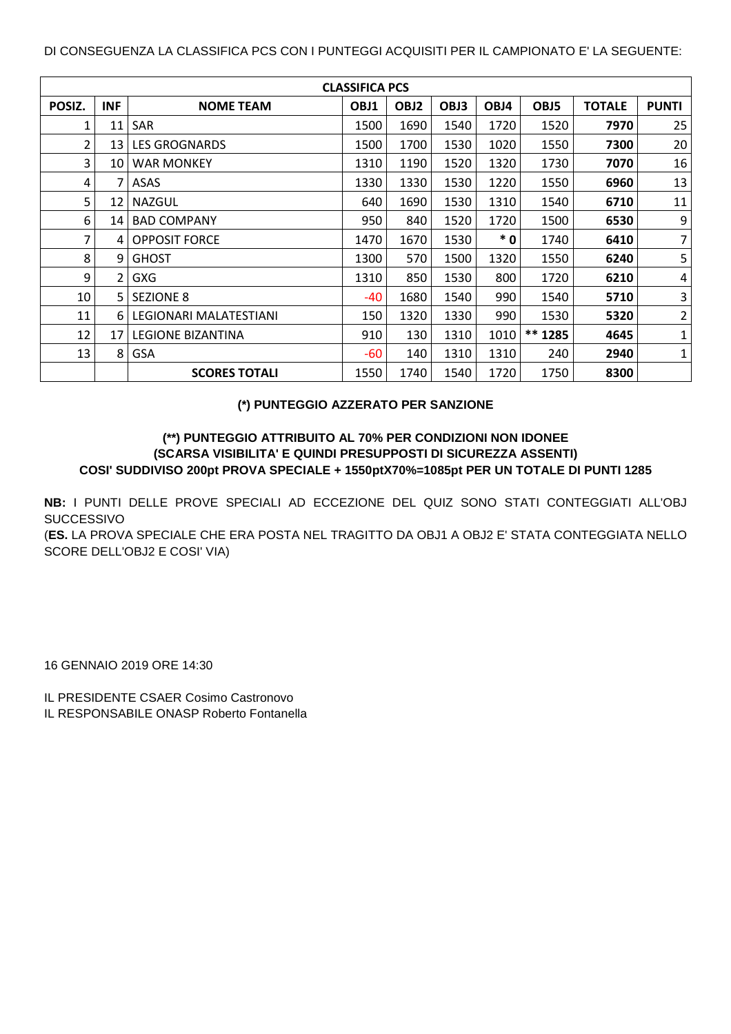DI CONSEGUENZA LA CLASSIFICA PCS CON I PUNTEGGI ACQUISITI PER IL CAMPIONATO E' LA SEGUENTE:

| CLASSIFICA PCS | | | | | | | | | |
|---|---|---|---|---|---|---|---|---|---|
| **POSIZ.** | **INF** | **NOME TEAM** | **OBJ1** | **OBJ2** | **OBJ3** | **OBJ4** | **OBJ5** | **TOTALE** | **PUNTI** |
| 1 | 11 | SAR | 1500 | 1690 | 1540 | 1720 | 1520 | **7970** | 25 |
| 2 | 13 | LES GROGNARDS | 1500 | 1700 | 1530 | 1020 | 1550 | **7300** | 20 |
| 3 | 10 | WAR MONKEY | 1310 | 1190 | 1520 | 1320 | 1730 | **7070** | 16 |
| 4 | 7 | ASAS | 1330 | 1330 | 1530 | 1220 | 1550 | **6960** | 13 |
| 5 | 12 | NAZGUL | 640 | 1690 | 1530 | 1310 | 1540 | **6710** | 11 |
| 6 | 14 | BAD COMPANY | 950 | 840 | 1520 | 1720 | 1500 | **6530** | 9 |
| 7 | 4 | OPPOSIT FORCE | 1470 | 1670 | 1530 | **\* 0** | 1740 | **6410** | 7 |
| 8 | 9 | GHOST | 1300 | 570 | 1500 | 1320 | 1550 | **6240** | 5 |
| 9 | 2 | GXG | 1310 | 850 | 1530 | 800 | 1720 | **6210** | 4 |
| 10 | 5 | SEZIONE 8 | -40 | 1680 | 1540 | 990 | 1540 | **5710** | 3 |
| 11 | 6 | LEGIONARI MALATESTIANI | 150 | 1320 | 1330 | 990 | 1530 | **5320** | 2 |
| 12 | 17 | LEGIONE BIZANTINA | 910 | 130 | 1310 | 1010 | **\*\* 1285** | **4645** | 1 |
| 13 | 8 | GSA | -60 | 140 | 1310 | 1310 | 240 | **2940** | 1 |
| | | **SCORES TOTALI** | 1550 | 1740 | 1540 | 1720 | 1750 | **8300** | |

**(\*) PUNTEGGIO AZZERATO PER SANZIONE**

**(\*\*) PUNTEGGIO ATTRIBUITO AL 70% PER CONDIZIONI NON IDONEE**
**(SCARSA VISIBILITA' E QUINDI PRESUPPOSTI DI SICUREZZA ASSENTI)**
**COSI' SUDDIVISO 200pt PROVA SPECIALE + 1550ptX70%=1085pt PER UN TOTALE DI PUNTI 1285**

**NB:** I PUNTI DELLE PROVE SPECIALI AD ECCEZIONE DEL QUIZ SONO STATI CONTEGGIATI ALL'OBJ SUCCESSIVO
(**ES.** LA PROVA SPECIALE CHE ERA POSTA NEL TRAGITTO DA OBJ1 A OBJ2 E' STATA CONTEGGIATA NELLO SCORE DELL'OBJ2 E COSI' VIA)

16 GENNAIO 2019 ORE 14:30

IL PRESIDENTE CSAER Cosimo Castronovo
IL RESPONSABILE ONASP Roberto Fontanella